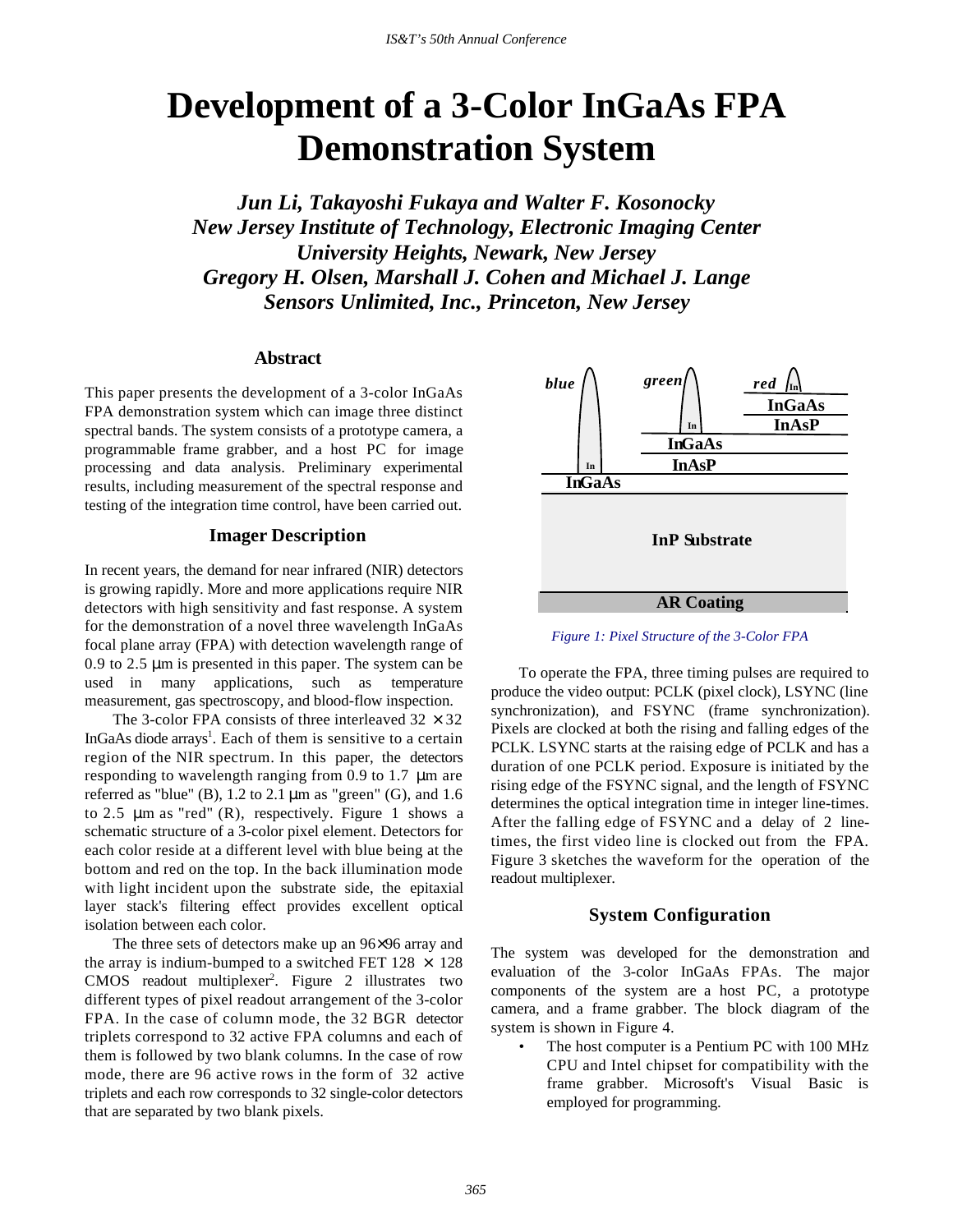# Development of a 3-Color InGaAs FPA Demonstration System

*Jun Li, Takayoshi Fukaya and Walter F. Kosonocky*
*New Jersey Institute of Technology, Electronic Imaging Center*
*University Heights, Newark, New Jersey*
*Gregory H. Olsen, Marshall J. Cohen and Michael J. Lange*
*Sensors Unlimited, Inc., Princeton, New Jersey*

## Abstract

This paper presents the development of a 3-color InGaAs FPA demonstration system which can image three distinct spectral bands. The system consists of a prototype camera, a programmable frame grabber, and a host PC for image processing and data analysis. Preliminary experimental results, including measurement of the spectral response and testing of the integration time control, have been carried out.

## Imager Description

In recent years, the demand for near infrared (NIR) detectors is growing rapidly. More and more applications require NIR detectors with high sensitivity and fast response. A system for the demonstration of a novel three wavelength InGaAs focal plane array (FPA) with detection wavelength range of 0.9 to 2.5 μm is presented in this paper. The system can be used in many applications, such as temperature measurement, gas spectroscopy, and blood-flow inspection.

The 3-color FPA consists of three interleaved $32 \times 32$ InGaAs diode arrays[1]. Each of them is sensitive to a certain region of the NIR spectrum. In this paper, the detectors responding to wavelength ranging from 0.9 to 1.7 μm are referred as "blue" (B), 1.2 to 2.1 μm as "green" (G), and 1.6 to 2.5 μm as "red" (R), respectively. Figure 1 shows a schematic structure of a 3-color pixel element. Detectors for each color reside at a different level with blue being at the bottom and red on the top. In the back illumination mode with light incident upon the substrate side, the epitaxial layer stack's filtering effect provides excellent optical isolation between each color.

The three sets of detectors make up an 96×96 array and the array is indium-bumped to a switched FET $128 \times 128$ CMOS readout multiplexer[2]. Figure 2 illustrates two different types of pixel readout arrangement of the 3-color FPA. In the case of column mode, the 32 BGR detector triplets correspond to 32 active FPA columns and each of them is followed by two blank columns. In the case of row mode, there are 96 active rows in the form of 32 active triplets and each row corresponds to 32 single-color detectors that are separated by two blank pixels.

*Figure 1: Pixel Structure of the 3-Color FPA*

To operate the FPA, three timing pulses are required to produce the video output: PCLK (pixel clock), LSYNC (line synchronization), and FSYNC (frame synchronization). Pixels are clocked at both the rising and falling edges of the PCLK. LSYNC starts at the raising edge of PCLK and has a duration of one PCLK period. Exposure is initiated by the rising edge of the FSYNC signal, and the length of FSYNC determines the optical integration time in integer line-times. After the falling edge of FSYNC and a delay of 2 line-times, the first video line is clocked out from the FPA. Figure 3 sketches the waveform for the operation of the readout multiplexer.

## System Configuration

The system was developed for the demonstration and evaluation of the 3-color InGaAs FPAs. The major components of the system are a host PC, a prototype camera, and a frame grabber. The block diagram of the system is shown in Figure 4.

- The host computer is a Pentium PC with 100 MHz CPU and Intel chipset for compatibility with the frame grabber. Microsoft's Visual Basic is employed for programming.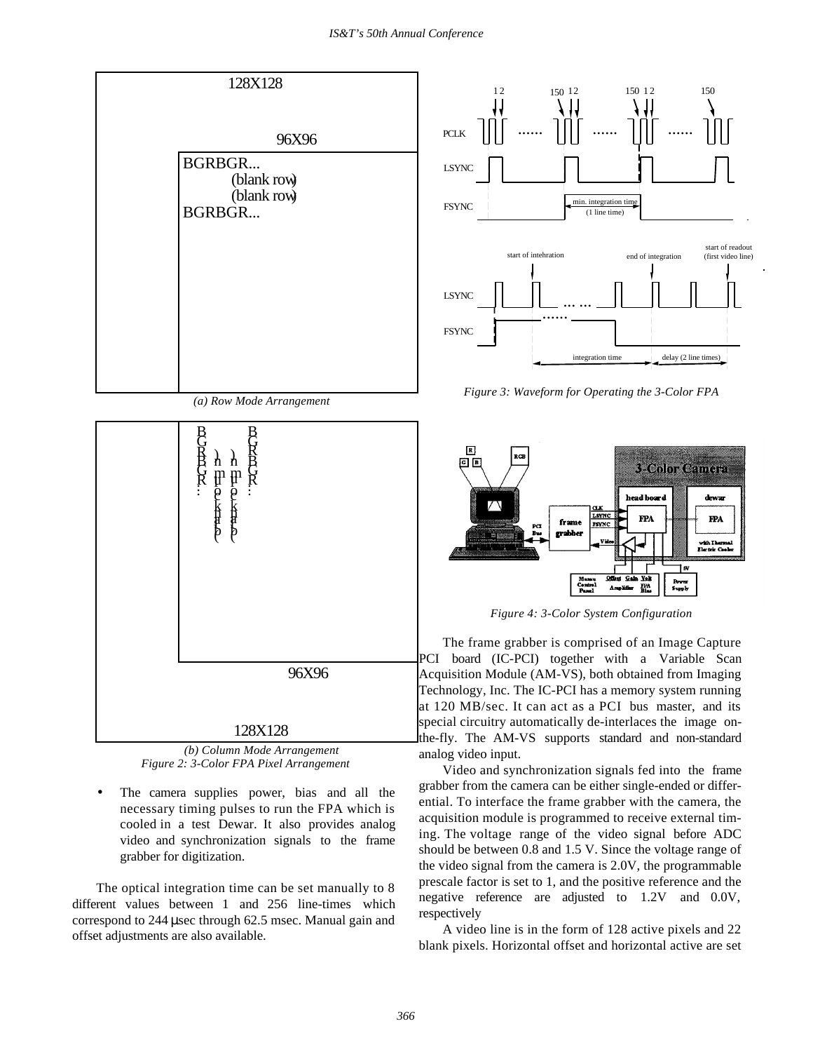*(a) Row Mode Arrangement*

*(b) Column Mode Arrangement*

*Figure 2: 3-Color FPA Pixel Arrangement*

- The camera supplies power, bias and all the necessary timing pulses to run the FPA which is cooled in a test Dewar. It also provides analog video and synchronization signals to the frame grabber for digitization.

The optical integration time can be set manually to 8 different values between 1 and 256 line-times which correspond to 244 µsec through 62.5 msec. Manual gain and offset adjustments are also available.

*Figure 3: Waveform for Operating the 3-Color FPA*

*Figure 4: 3-Color System Configuration*

The frame grabber is comprised of an Image Capture PCI board (IC-PCI) together with a Variable Scan Acquisition Module (AM-VS), both obtained from Imaging Technology, Inc. The IC-PCI has a memory system running at 120 MB/sec. It can act as a PCI bus master, and its special circuitry automatically de-interlaces the image on-the-fly. The AM-VS supports standard and non-standard analog video input.

Video and synchronization signals fed into the frame grabber from the camera can be either single-ended or differential. To interface the frame grabber with the camera, the acquisition module is programmed to receive external timing. The voltage range of the video signal before ADC should be between 0.8 and 1.5 V. Since the voltage range of the video signal from the camera is 2.0V, the programmable prescale factor is set to 1, and the positive reference and the negative reference are adjusted to 1.2V and 0.0V, respectively

A video line is in the form of 128 active pixels and 22 blank pixels. Horizontal offset and horizontal active are set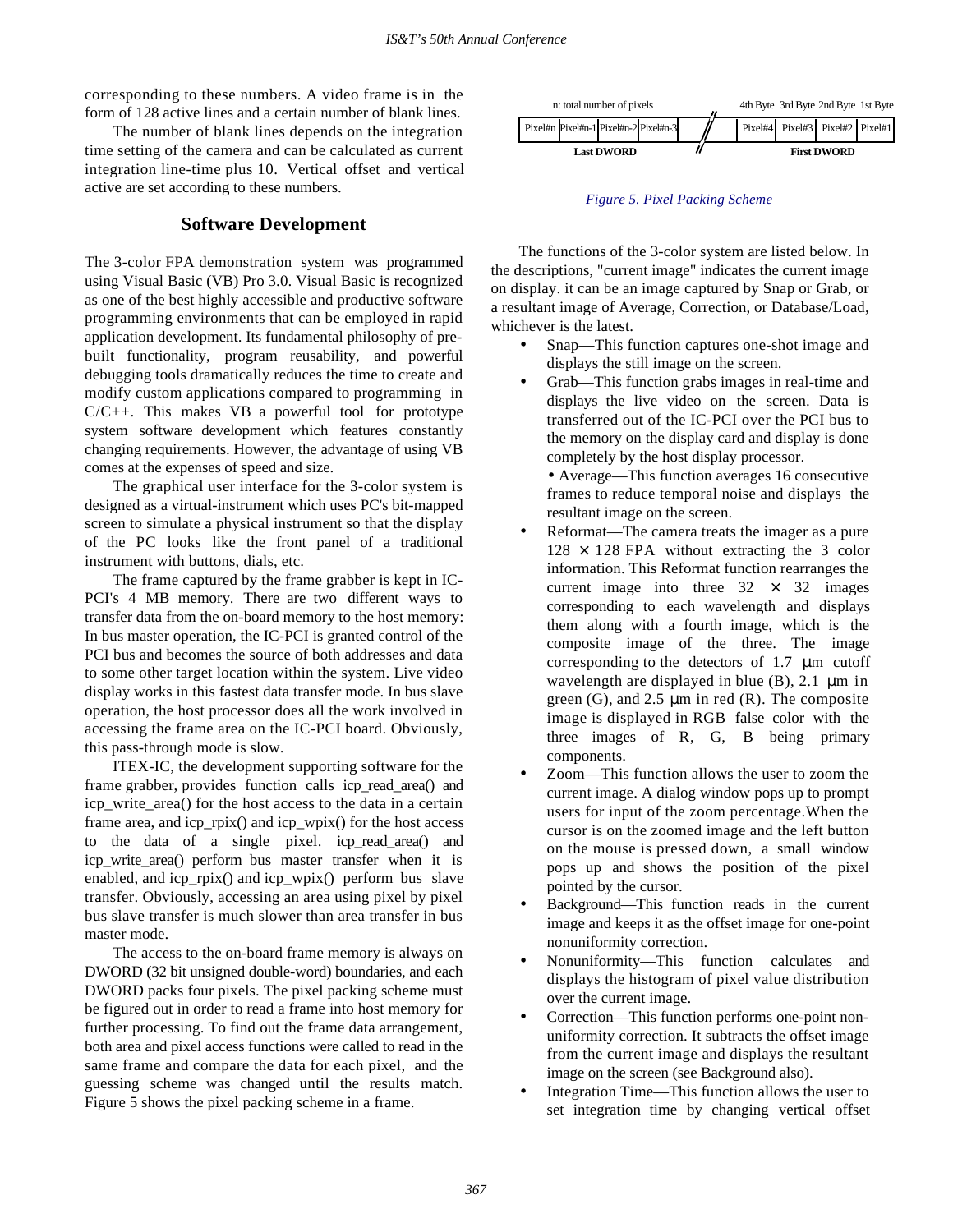corresponding to these numbers. A video frame is in the form of 128 active lines and a certain number of blank lines.

The number of blank lines depends on the integration time setting of the camera and can be calculated as current integration line-time plus 10. Vertical offset and vertical active are set according to these numbers.

## Software Development

The 3-color FPA demonstration system was programmed using Visual Basic (VB) Pro 3.0. Visual Basic is recognized as one of the best highly accessible and productive software programming environments that can be employed in rapid application development. Its fundamental philosophy of pre-built functionality, program reusability, and powerful debugging tools dramatically reduces the time to create and modify custom applications compared to programming in C/C++. This makes VB a powerful tool for prototype system software development which features constantly changing requirements. However, the advantage of using VB comes at the expenses of speed and size.

The graphical user interface for the 3-color system is designed as a virtual-instrument which uses PC's bit-mapped screen to simulate a physical instrument so that the display of the PC looks like the front panel of a traditional instrument with buttons, dials, etc.

The frame captured by the frame grabber is kept in IC-PCI's 4 MB memory. There are two different ways to transfer data from the on-board memory to the host memory: In bus master operation, the IC-PCI is granted control of the PCI bus and becomes the source of both addresses and data to some other target location within the system. Live video display works in this fastest data transfer mode. In bus slave operation, the host processor does all the work involved in accessing the frame area on the IC-PCI board. Obviously, this pass-through mode is slow.

ITEX-IC, the development supporting software for the frame grabber, provides function calls icp_read_area() and icp_write_area() for the host access to the data in a certain frame area, and icp_rpix() and icp_wpix() for the host access to the data of a single pixel. icp_read_area() and icp_write_area() perform bus master transfer when it is enabled, and icp_rpix() and icp_wpix() perform bus slave transfer. Obviously, accessing an area using pixel by pixel bus slave transfer is much slower than area transfer in bus master mode.

The access to the on-board frame memory is always on DWORD (32 bit unsigned double-word) boundaries, and each DWORD packs four pixels. The pixel packing scheme must be figured out in order to read a frame into host memory for further processing. To find out the frame data arrangement, both area and pixel access functions were called to read in the same frame and compare the data for each pixel, and the guessing scheme was changed until the results match. Figure 5 shows the pixel packing scheme in a frame.

| n: total number of pixels | | | | // | 4th Byte | 3rd Byte | 2nd Byte | 1st Byte |
|---|---|---|---|---|---|---|---|---|
| Pixel#n | Pixel#n-1 | Pixel#n-2 | Pixel#n-3 | // | Pixel#4 | Pixel#3 | Pixel#2 | Pixel#1 |
| **Last DWORD** | | | | // | **First DWORD** | | | |

*Figure 5. Pixel Packing Scheme*

The functions of the 3-color system are listed below. In the descriptions, "current image" indicates the current image on display. it can be an image captured by Snap or Grab, or a resultant image of Average, Correction, or Database/Load, whichever is the latest.

- Snap—This function captures one-shot image and displays the still image on the screen.
- Grab—This function grabs images in real-time and displays the live video on the screen. Data is transferred out of the IC-PCI over the PCI bus to the memory on the display card and display is done completely by the host display processor.
- Average—This function averages 16 consecutive frames to reduce temporal noise and displays the resultant image on the screen.
- Reformat—The camera treats the imager as a pure $128 \times 128$ FPA without extracting the 3 color information. This Reformat function rearranges the current image into three $32 \times 32$ images corresponding to each wavelength and displays them along with a fourth image, which is the composite image of the three. The image corresponding to the detectors of 1.7 μm cutoff wavelength are displayed in blue (B), 2.1 μm in green (G), and 2.5 μm in red (R). The composite image is displayed in RGB false color with the three images of R, G, B being primary components.
- Zoom—This function allows the user to zoom the current image. A dialog window pops up to prompt users for input of the zoom percentage.When the cursor is on the zoomed image and the left button on the mouse is pressed down, a small window pops up and shows the position of the pixel pointed by the cursor.
- Background—This function reads in the current image and keeps it as the offset image for one-point nonuniformity correction.
- Nonuniformity—This function calculates and displays the histogram of pixel value distribution over the current image.
- Correction—This function performs one-point non-uniformity correction. It subtracts the offset image from the current image and displays the resultant image on the screen (see Background also).
- Integration Time—This function allows the user to set integration time by changing vertical offset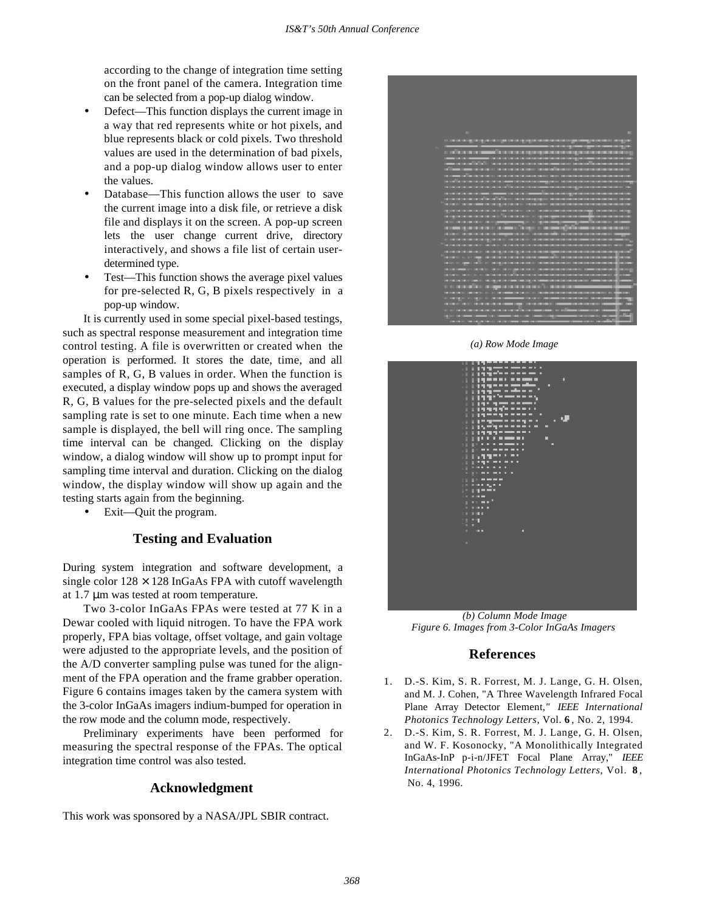according to the change of integration time setting on the front panel of the camera. Integration time can be selected from a pop-up dialog window.

- Defect—This function displays the current image in a way that red represents white or hot pixels, and blue represents black or cold pixels. Two threshold values are used in the determination of bad pixels, and a pop-up dialog window allows user to enter the values.
- Database—This function allows the user to save the current image into a disk file, or retrieve a disk file and displays it on the screen. A pop-up screen lets the user change current drive, directory interactively, and shows a file list of certain user-determined type.
- Test—This function shows the average pixel values for pre-selected R, G, B pixels respectively in a pop-up window.

It is currently used in some special pixel-based testings, such as spectral response measurement and integration time control testing. A file is overwritten or created when the operation is performed. It stores the date, time, and all samples of R, G, B values in order. When the function is executed, a display window pops up and shows the averaged R, G, B values for the pre-selected pixels and the default sampling rate is set to one minute. Each time when a new sample is displayed, the bell will ring once. The sampling time interval can be changed. Clicking on the display window, a dialog window will show up to prompt input for sampling time interval and duration. Clicking on the dialog window, the display window will show up again and the testing starts again from the beginning.

- Exit—Quit the program.

## Testing and Evaluation

During system integration and software development, a single color $128 \times 128$ InGaAs FPA with cutoff wavelength at 1.7 μm was tested at room temperature.

Two 3-color InGaAs FPAs were tested at 77 K in a Dewar cooled with liquid nitrogen. To have the FPA work properly, FPA bias voltage, offset voltage, and gain voltage were adjusted to the appropriate levels, and the position of the A/D converter sampling pulse was tuned for the alignment of the FPA operation and the frame grabber operation. Figure 6 contains images taken by the camera system with the 3-color InGaAs imagers indium-bumped for operation in the row mode and the column mode, respectively.

Preliminary experiments have been performed for measuring the spectral response of the FPAs. The optical integration time control was also tested.

## Acknowledgment

This work was sponsored by a NASA/JPL SBIR contract.

*(a) Row Mode Image*

*(b) Column Mode Image*

*Figure 6. Images from 3-Color InGaAs Imagers*

## References

1. D.-S. Kim, S. R. Forrest, M. J. Lange, G. H. Olsen, and M. J. Cohen, "A Three Wavelength Infrared Focal Plane Array Detector Element," *IEEE International Photonics Technology Letters*, Vol. **6**, No. 2, 1994.
2. D.-S. Kim, S. R. Forrest, M. J. Lange, G. H. Olsen, and W. F. Kosonocky, "A Monolithically Integrated InGaAs-InP p-i-n/JFET Focal Plane Array," *IEEE International Photonics Technology Letters*, Vol. **8**, No. 4, 1996.